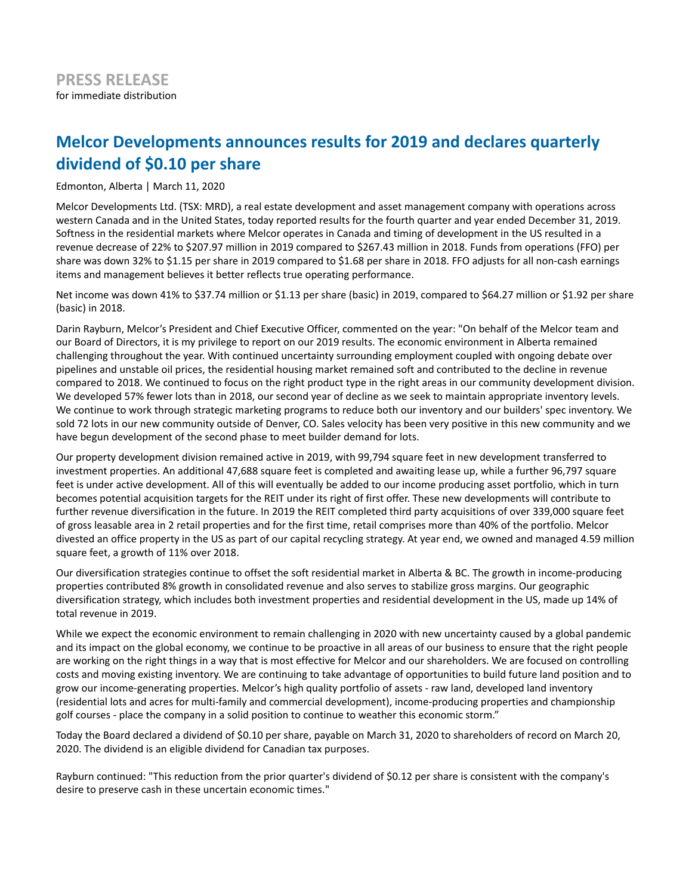**PRESS RELEASE**
for immediate distribution

# Melcor Developments announces results for 2019 and declares quarterly dividend of $0.10 per share

Edmonton, Alberta | March 11, 2020

Melcor Developments Ltd. (TSX: MRD), a real estate development and asset management company with operations across western Canada and in the United States, today reported results for the fourth quarter and year ended December 31, 2019. Softness in the residential markets where Melcor operates in Canada and timing of development in the US resulted in a revenue decrease of 22% to $207.97 million in 2019 compared to $267.43 million in 2018. Funds from operations (FFO) per share was down 32% to $1.15 per share in 2019 compared to $1.68 per share in 2018. FFO adjusts for all non-cash earnings items and management believes it better reflects true operating performance.

Net income was down 41% to $37.74 million or $1.13 per share (basic) in 2019, compared to $64.27 million or $1.92 per share (basic) in 2018.

Darin Rayburn, Melcor's President and Chief Executive Officer, commented on the year: "On behalf of the Melcor team and our Board of Directors, it is my privilege to report on our 2019 results. The economic environment in Alberta remained challenging throughout the year. With continued uncertainty surrounding employment coupled with ongoing debate over pipelines and unstable oil prices, the residential housing market remained soft and contributed to the decline in revenue compared to 2018. We continued to focus on the right product type in the right areas in our community development division. We developed 57% fewer lots than in 2018, our second year of decline as we seek to maintain appropriate inventory levels. We continue to work through strategic marketing programs to reduce both our inventory and our builders' spec inventory. We sold 72 lots in our new community outside of Denver, CO. Sales velocity has been very positive in this new community and we have begun development of the second phase to meet builder demand for lots.

Our property development division remained active in 2019, with 99,794 square feet in new development transferred to investment properties. An additional 47,688 square feet is completed and awaiting lease up, while a further 96,797 square feet is under active development. All of this will eventually be added to our income producing asset portfolio, which in turn becomes potential acquisition targets for the REIT under its right of first offer. These new developments will contribute to further revenue diversification in the future. In 2019 the REIT completed third party acquisitions of over 339,000 square feet of gross leasable area in 2 retail properties and for the first time, retail comprises more than 40% of the portfolio. Melcor divested an office property in the US as part of our capital recycling strategy. At year end, we owned and managed 4.59 million square feet, a growth of 11% over 2018.

Our diversification strategies continue to offset the soft residential market in Alberta & BC. The growth in income-producing properties contributed 8% growth in consolidated revenue and also serves to stabilize gross margins. Our geographic diversification strategy, which includes both investment properties and residential development in the US, made up 14% of total revenue in 2019.

While we expect the economic environment to remain challenging in 2020 with new uncertainty caused by a global pandemic and its impact on the global economy, we continue to be proactive in all areas of our business to ensure that the right people are working on the right things in a way that is most effective for Melcor and our shareholders. We are focused on controlling costs and moving existing inventory. We are continuing to take advantage of opportunities to build future land position and to grow our income-generating properties. Melcor's high quality portfolio of assets - raw land, developed land inventory (residential lots and acres for multi-family and commercial development), income-producing properties and championship golf courses - place the company in a solid position to continue to weather this economic storm."

Today the Board declared a dividend of $0.10 per share, payable on March 31, 2020 to shareholders of record on March 20, 2020. The dividend is an eligible dividend for Canadian tax purposes.

Rayburn continued: "This reduction from the prior quarter's dividend of $0.12 per share is consistent with the company's desire to preserve cash in these uncertain economic times."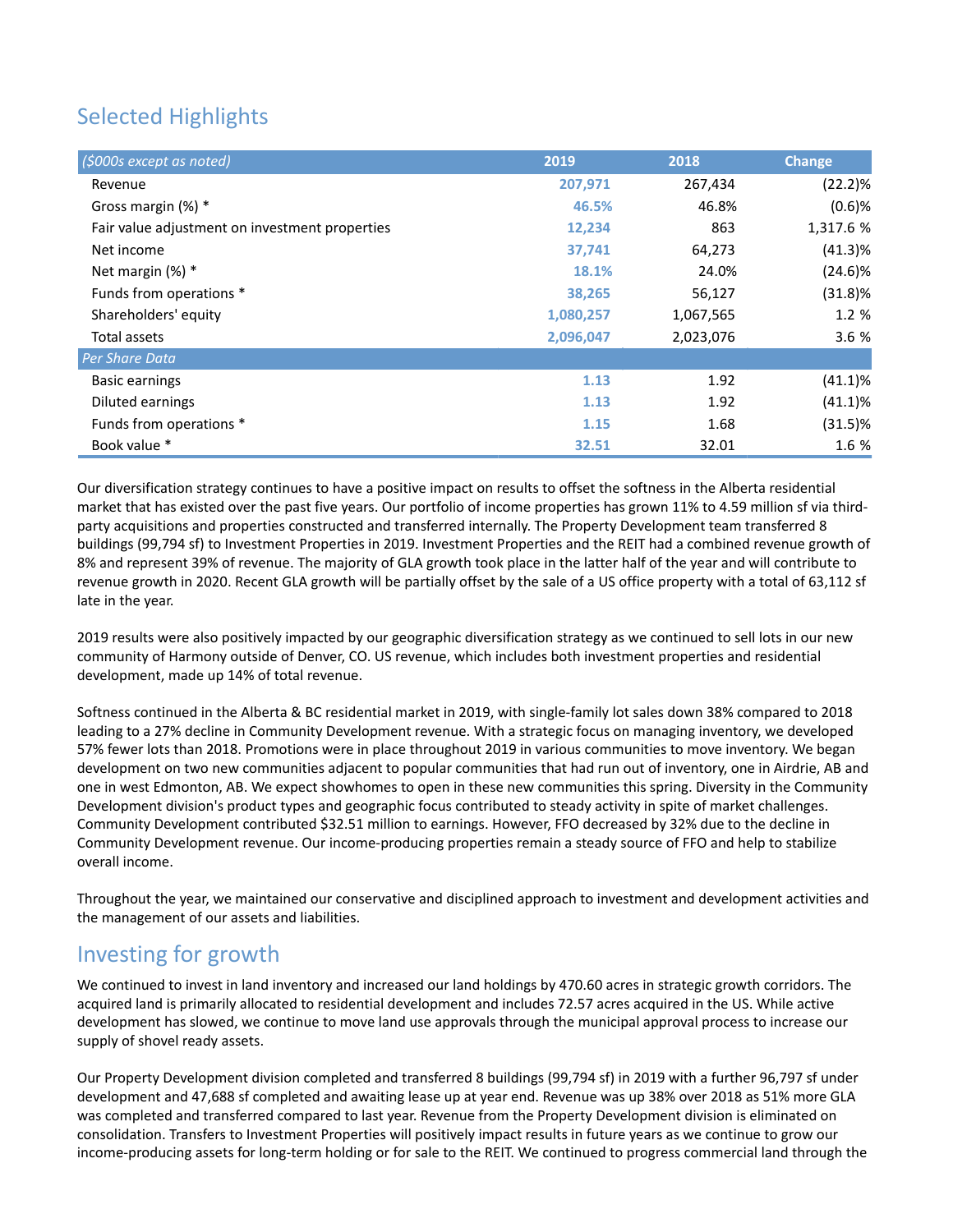## Selected Highlights

| *($000s except as noted)* | 2019 | 2018 | Change |
|---|---|---|---|
| Revenue | **207,971** | 267,434 | (22.2)% |
| Gross margin (%) * | **46.5%** | 46.8% | (0.6)% |
| Fair value adjustment on investment properties | **12,234** | 863 | 1,317.6 % |
| Net income | **37,741** | 64,273 | (41.3)% |
| Net margin (%) * | **18.1%** | 24.0% | (24.6)% |
| Funds from operations * | **38,265** | 56,127 | (31.8)% |
| Shareholders' equity | **1,080,257** | 1,067,565 | 1.2 % |
| Total assets | **2,096,047** | 2,023,076 | 3.6 % |
| *Per Share Data* | | | |
| Basic earnings | **1.13** | 1.92 | (41.1)% |
| Diluted earnings | **1.13** | 1.92 | (41.1)% |
| Funds from operations * | **1.15** | 1.68 | (31.5)% |
| Book value * | **32.51** | 32.01 | 1.6 % |

Our diversification strategy continues to have a positive impact on results to offset the softness in the Alberta residential market that has existed over the past five years. Our portfolio of income properties has grown 11% to 4.59 million sf via third-party acquisitions and properties constructed and transferred internally. The Property Development team transferred 8 buildings (99,794 sf) to Investment Properties in 2019. Investment Properties and the REIT had a combined revenue growth of 8% and represent 39% of revenue. The majority of GLA growth took place in the latter half of the year and will contribute to revenue growth in 2020. Recent GLA growth will be partially offset by the sale of a US office property with a total of 63,112 sf late in the year.

2019 results were also positively impacted by our geographic diversification strategy as we continued to sell lots in our new community of Harmony outside of Denver, CO. US revenue, which includes both investment properties and residential development, made up 14% of total revenue.

Softness continued in the Alberta & BC residential market in 2019, with single-family lot sales down 38% compared to 2018 leading to a 27% decline in Community Development revenue. With a strategic focus on managing inventory, we developed 57% fewer lots than 2018. Promotions were in place throughout 2019 in various communities to move inventory. We began development on two new communities adjacent to popular communities that had run out of inventory, one in Airdrie, AB and one in west Edmonton, AB. We expect showhomes to open in these new communities this spring. Diversity in the Community Development division's product types and geographic focus contributed to steady activity in spite of market challenges. Community Development contributed $32.51 million to earnings. However, FFO decreased by 32% due to the decline in Community Development revenue. Our income-producing properties remain a steady source of FFO and help to stabilize overall income.

Throughout the year, we maintained our conservative and disciplined approach to investment and development activities and the management of our assets and liabilities.

## Investing for growth

We continued to invest in land inventory and increased our land holdings by 470.60 acres in strategic growth corridors. The acquired land is primarily allocated to residential development and includes 72.57 acres acquired in the US. While active development has slowed, we continue to move land use approvals through the municipal approval process to increase our supply of shovel ready assets.

Our Property Development division completed and transferred 8 buildings (99,794 sf) in 2019 with a further 96,797 sf under development and 47,688 sf completed and awaiting lease up at year end. Revenue was up 38% over 2018 as 51% more GLA was completed and transferred compared to last year. Revenue from the Property Development division is eliminated on consolidation. Transfers to Investment Properties will positively impact results in future years as we continue to grow our income-producing assets for long-term holding or for sale to the REIT. We continued to progress commercial land through the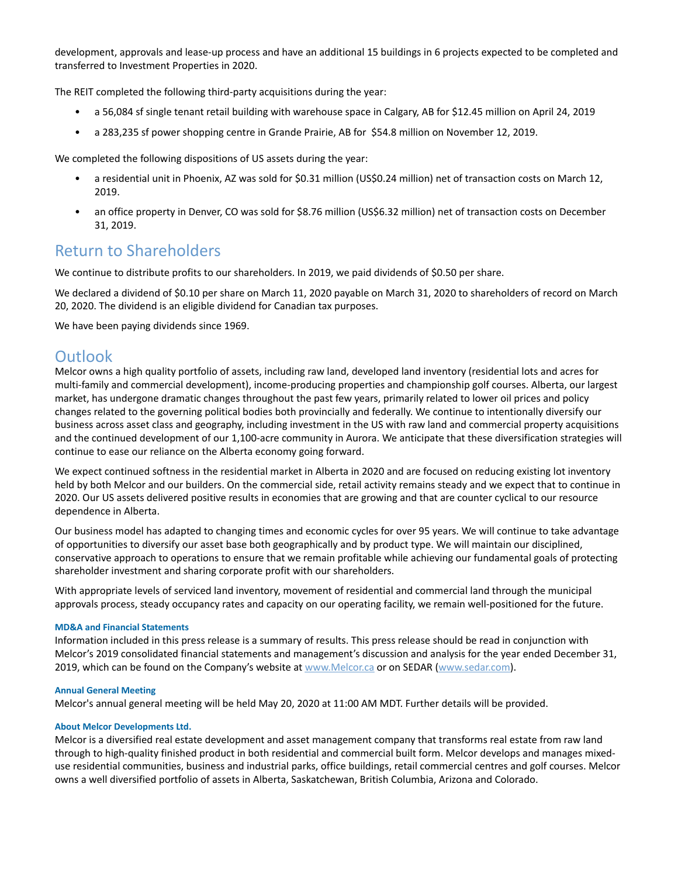development, approvals and lease-up process and have an additional 15 buildings in 6 projects expected to be completed and transferred to Investment Properties in 2020.

The REIT completed the following third-party acquisitions during the year:

- a 56,084 sf single tenant retail building with warehouse space in Calgary, AB for $12.45 million on April 24, 2019
- a 283,235 sf power shopping centre in Grande Prairie, AB for $54.8 million on November 12, 2019.

We completed the following dispositions of US assets during the year:

- a residential unit in Phoenix, AZ was sold for $0.31 million (US$0.24 million) net of transaction costs on March 12, 2019.
- an office property in Denver, CO was sold for $8.76 million (US$6.32 million) net of transaction costs on December 31, 2019.

## Return to Shareholders

We continue to distribute profits to our shareholders. In 2019, we paid dividends of $0.50 per share.

We declared a dividend of $0.10 per share on March 11, 2020 payable on March 31, 2020 to shareholders of record on March 20, 2020. The dividend is an eligible dividend for Canadian tax purposes.

We have been paying dividends since 1969.

## Outlook

Melcor owns a high quality portfolio of assets, including raw land, developed land inventory (residential lots and acres for multi-family and commercial development), income-producing properties and championship golf courses. Alberta, our largest market, has undergone dramatic changes throughout the past few years, primarily related to lower oil prices and policy changes related to the governing political bodies both provincially and federally. We continue to intentionally diversify our business across asset class and geography, including investment in the US with raw land and commercial property acquisitions and the continued development of our 1,100-acre community in Aurora. We anticipate that these diversification strategies will continue to ease our reliance on the Alberta economy going forward.

We expect continued softness in the residential market in Alberta in 2020 and are focused on reducing existing lot inventory held by both Melcor and our builders. On the commercial side, retail activity remains steady and we expect that to continue in 2020. Our US assets delivered positive results in economies that are growing and that are counter cyclical to our resource dependence in Alberta.

Our business model has adapted to changing times and economic cycles for over 95 years. We will continue to take advantage of opportunities to diversify our asset base both geographically and by product type. We will maintain our disciplined, conservative approach to operations to ensure that we remain profitable while achieving our fundamental goals of protecting shareholder investment and sharing corporate profit with our shareholders.

With appropriate levels of serviced land inventory, movement of residential and commercial land through the municipal approvals process, steady occupancy rates and capacity on our operating facility, we remain well-positioned for the future.

#### MD&A and Financial Statements

Information included in this press release is a summary of results. This press release should be read in conjunction with Melcor's 2019 consolidated financial statements and management's discussion and analysis for the year ended December 31, 2019, which can be found on the Company's website at www.Melcor.ca or on SEDAR (www.sedar.com).

#### Annual General Meeting

Melcor's annual general meeting will be held May 20, 2020 at 11:00 AM MDT. Further details will be provided.

#### About Melcor Developments Ltd.

Melcor is a diversified real estate development and asset management company that transforms real estate from raw land through to high-quality finished product in both residential and commercial built form. Melcor develops and manages mixed-use residential communities, business and industrial parks, office buildings, retail commercial centres and golf courses. Melcor owns a well diversified portfolio of assets in Alberta, Saskatchewan, British Columbia, Arizona and Colorado.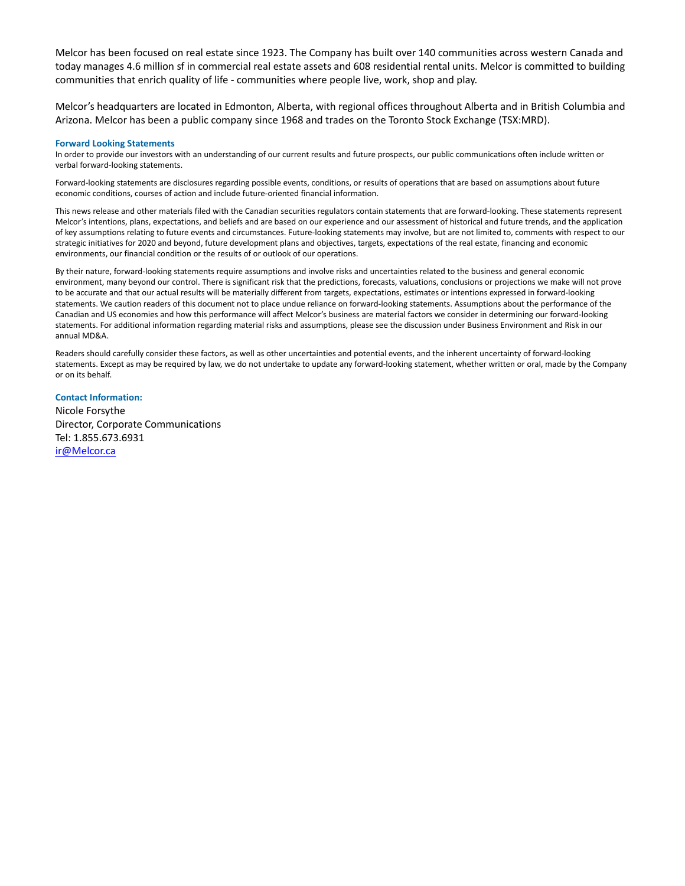Melcor has been focused on real estate since 1923. The Company has built over 140 communities across western Canada and today manages 4.6 million sf in commercial real estate assets and 608 residential rental units. Melcor is committed to building communities that enrich quality of life - communities where people live, work, shop and play.

Melcor's headquarters are located in Edmonton, Alberta, with regional offices throughout Alberta and in British Columbia and Arizona. Melcor has been a public company since 1968 and trades on the Toronto Stock Exchange (TSX:MRD).

**Forward Looking Statements**

In order to provide our investors with an understanding of our current results and future prospects, our public communications often include written or verbal forward-looking statements.

Forward-looking statements are disclosures regarding possible events, conditions, or results of operations that are based on assumptions about future economic conditions, courses of action and include future-oriented financial information.

This news release and other materials filed with the Canadian securities regulators contain statements that are forward-looking. These statements represent Melcor's intentions, plans, expectations, and beliefs and are based on our experience and our assessment of historical and future trends, and the application of key assumptions relating to future events and circumstances. Future-looking statements may involve, but are not limited to, comments with respect to our strategic initiatives for 2020 and beyond, future development plans and objectives, targets, expectations of the real estate, financing and economic environments, our financial condition or the results of or outlook of our operations.

By their nature, forward-looking statements require assumptions and involve risks and uncertainties related to the business and general economic environment, many beyond our control. There is significant risk that the predictions, forecasts, valuations, conclusions or projections we make will not prove to be accurate and that our actual results will be materially different from targets, expectations, estimates or intentions expressed in forward-looking statements. We caution readers of this document not to place undue reliance on forward-looking statements. Assumptions about the performance of the Canadian and US economies and how this performance will affect Melcor's business are material factors we consider in determining our forward-looking statements. For additional information regarding material risks and assumptions, please see the discussion under Business Environment and Risk in our annual MD&A.

Readers should carefully consider these factors, as well as other uncertainties and potential events, and the inherent uncertainty of forward-looking statements. Except as may be required by law, we do not undertake to update any forward-looking statement, whether written or oral, made by the Company or on its behalf.

**Contact Information:**

Nicole Forsythe
Director, Corporate Communications
Tel: 1.855.673.6931
ir@Melcor.ca